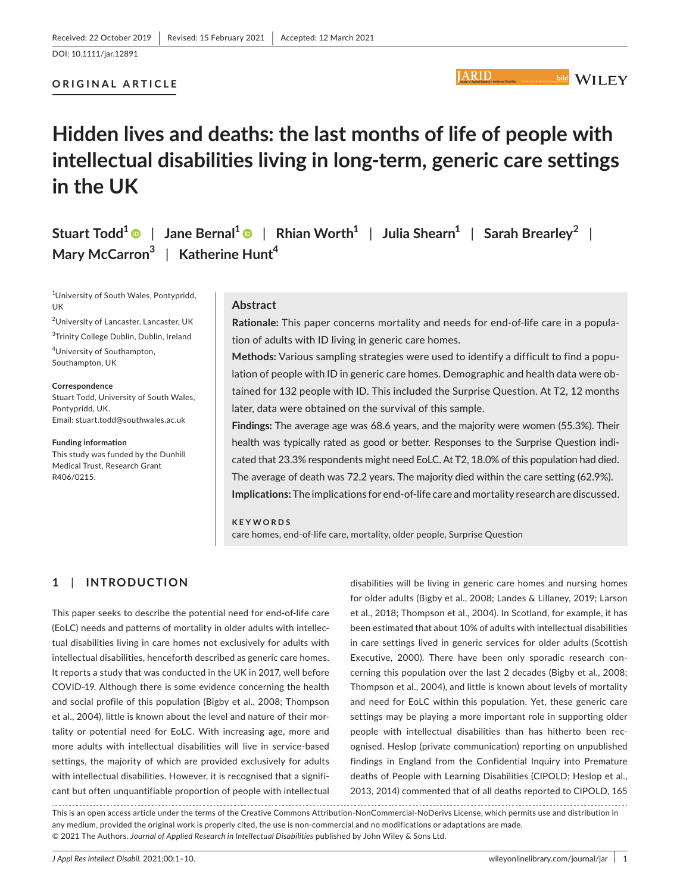Received: 22 October 2019 | Revised: 15 February 2021 | Accepted: 12 March 2021

DOI: 10.1111/jar.12891

**ORIGINAL ARTICLE**

# Hidden lives and deaths: the last months of life of people with intellectual disabilities living in long-term, generic care settings in the UK

**Stuart Todd**[1] | **Jane Bernal**[1] | **Rhian Worth**[1] | **Julia Shearn**[1] | **Sarah Brearley**[2] | **Mary McCarron**[3] | **Katherine Hunt**[4]

[1]University of South Wales, Pontypridd, UK

[2]University of Lancaster, Lancaster, UK

[3]Trinity College Dublin, Dublin, Ireland

[4]University of Southampton, Southampton, UK

**Correspondence**
Stuart Todd, University of South Wales, Pontypridd, UK.
Email: stuart.todd@southwales.ac.uk

**Funding information**
This study was funded by the Dunhill Medical Trust, Research Grant R406/0215.

## Abstract

**Rationale:** This paper concerns mortality and needs for end-of-life care in a population of adults with ID living in generic care homes.

**Methods:** Various sampling strategies were used to identify a difficult to find a population of people with ID in generic care homes. Demographic and health data were obtained for 132 people with ID. This included the Surprise Question. At T2, 12 months later, data were obtained on the survival of this sample.

**Findings:** The average age was 68.6 years, and the majority were women (55.3%). Their health was typically rated as good or better. Responses to the Surprise Question indicated that 23.3% respondents might need EoLC. At T2, 18.0% of this population had died. The average of death was 72.2 years. The majority died within the care setting (62.9%).

**Implications:** The implications for end-of-life care and mortality research are discussed.

**KEYWORDS**

care homes, end-of-life care, mortality, older people, Surprise Question

## 1 | INTRODUCTION

This paper seeks to describe the potential need for end-of-life care (EoLC) needs and patterns of mortality in older adults with intellectual disabilities living in care homes not exclusively for adults with intellectual disabilities, henceforth described as generic care homes. It reports a study that was conducted in the UK in 2017, well before COVID-19. Although there is some evidence concerning the health and social profile of this population (Bigby et al., 2008; Thompson et al., 2004), little is known about the level and nature of their mortality or potential need for EoLC. With increasing age, more and more adults with intellectual disabilities will live in service-based settings, the majority of which are provided exclusively for adults with intellectual disabilities. However, it is recognised that a significant but often unquantifiable proportion of people with intellectual disabilities will be living in generic care homes and nursing homes for older adults (Bigby et al., 2008; Landes & Lillaney, 2019; Larson et al., 2018; Thompson et al., 2004). In Scotland, for example, it has been estimated that about 10% of adults with intellectual disabilities in care settings lived in generic services for older adults (Scottish Executive, 2000). There have been only sporadic research concerning this population over the last 2 decades (Bigby et al., 2008; Thompson et al., 2004), and little is known about levels of mortality and need for EoLC within this population. Yet, these generic care settings may be playing a more important role in supporting older people with intellectual disabilities than has hitherto been recognised. Heslop (private communication) reporting on unpublished findings in England from the Confidential Inquiry into Premature deaths of People with Learning Disabilities (CIPOLD; Heslop et al., 2013, 2014) commented that of all deaths reported to CIPOLD, 165

This is an open access article under the terms of the Creative Commons Attribution-NonCommercial-NoDerivs License, which permits use and distribution in any medium, provided the original work is properly cited, the use is non-commercial and no modifications or adaptations are made.
© 2021 The Authors. *Journal of Applied Research in Intellectual Disabilities* published by John Wiley & Sons Ltd.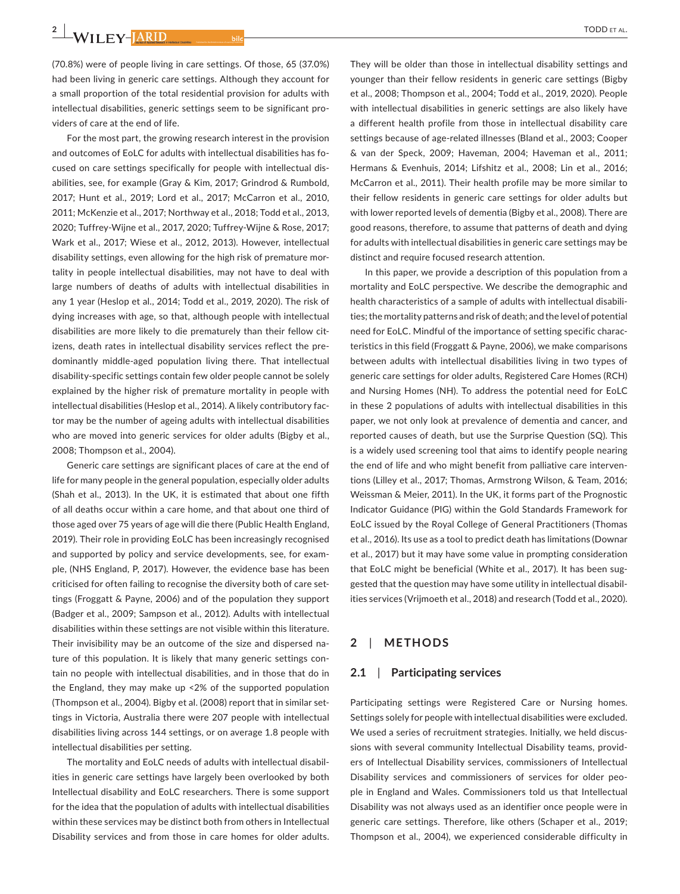(70.8%) were of people living in care settings. Of those, 65 (37.0%) had been living in generic care settings. Although they account for a small proportion of the total residential provision for adults with intellectual disabilities, generic settings seem to be significant providers of care at the end of life.

For the most part, the growing research interest in the provision and outcomes of EoLC for adults with intellectual disabilities has focused on care settings specifically for people with intellectual disabilities, see, for example (Gray & Kim, 2017; Grindrod & Rumbold, 2017; Hunt et al., 2019; Lord et al., 2017; McCarron et al., 2010, 2011; McKenzie et al., 2017; Northway et al., 2018; Todd et al., 2013, 2020; Tuffrey-Wijne et al., 2017, 2020; Tuffrey-Wijne & Rose, 2017; Wark et al., 2017; Wiese et al., 2012, 2013). However, intellectual disability settings, even allowing for the high risk of premature mortality in people intellectual disabilities, may not have to deal with large numbers of deaths of adults with intellectual disabilities in any 1 year (Heslop et al., 2014; Todd et al., 2019, 2020). The risk of dying increases with age, so that, although people with intellectual disabilities are more likely to die prematurely than their fellow citizens, death rates in intellectual disability services reflect the predominantly middle-aged population living there. That intellectual disability-specific settings contain few older people cannot be solely explained by the higher risk of premature mortality in people with intellectual disabilities (Heslop et al., 2014). A likely contributory factor may be the number of ageing adults with intellectual disabilities who are moved into generic services for older adults (Bigby et al., 2008; Thompson et al., 2004).

Generic care settings are significant places of care at the end of life for many people in the general population, especially older adults (Shah et al., 2013). In the UK, it is estimated that about one fifth of all deaths occur within a care home, and that about one third of those aged over 75 years of age will die there (Public Health England, 2019). Their role in providing EoLC has been increasingly recognised and supported by policy and service developments, see, for example, (NHS England, P, 2017). However, the evidence base has been criticised for often failing to recognise the diversity both of care settings (Froggatt & Payne, 2006) and of the population they support (Badger et al., 2009; Sampson et al., 2012). Adults with intellectual disabilities within these settings are not visible within this literature. Their invisibility may be an outcome of the size and dispersed nature of this population. It is likely that many generic settings contain no people with intellectual disabilities, and in those that do in the England, they may make up <2% of the supported population (Thompson et al., 2004). Bigby et al. (2008) report that in similar settings in Victoria, Australia there were 207 people with intellectual disabilities living across 144 settings, or on average 1.8 people with intellectual disabilities per setting.

The mortality and EoLC needs of adults with intellectual disabilities in generic care settings have largely been overlooked by both Intellectual disability and EoLC researchers. There is some support for the idea that the population of adults with intellectual disabilities within these services may be distinct both from others in Intellectual Disability services and from those in care homes for older adults. They will be older than those in intellectual disability settings and younger than their fellow residents in generic care settings (Bigby et al., 2008; Thompson et al., 2004; Todd et al., 2019, 2020). People with intellectual disabilities in generic settings are also likely have a different health profile from those in intellectual disability care settings because of age-related illnesses (Bland et al., 2003; Cooper & van der Speck, 2009; Haveman, 2004; Haveman et al., 2011; Hermans & Evenhuis, 2014; Lifshitz et al., 2008; Lin et al., 2016; McCarron et al., 2011). Their health profile may be more similar to their fellow residents in generic care settings for older adults but with lower reported levels of dementia (Bigby et al., 2008). There are good reasons, therefore, to assume that patterns of death and dying for adults with intellectual disabilities in generic care settings may be distinct and require focused research attention.

In this paper, we provide a description of this population from a mortality and EoLC perspective. We describe the demographic and health characteristics of a sample of adults with intellectual disabilities; the mortality patterns and risk of death; and the level of potential need for EoLC. Mindful of the importance of setting specific characteristics in this field (Froggatt & Payne, 2006), we make comparisons between adults with intellectual disabilities living in two types of generic care settings for older adults, Registered Care Homes (RCH) and Nursing Homes (NH). To address the potential need for EoLC in these 2 populations of adults with intellectual disabilities in this paper, we not only look at prevalence of dementia and cancer, and reported causes of death, but use the Surprise Question (SQ). This is a widely used screening tool that aims to identify people nearing the end of life and who might benefit from palliative care interventions (Lilley et al., 2017; Thomas, Armstrong Wilson, & Team, 2016; Weissman & Meier, 2011). In the UK, it forms part of the Prognostic Indicator Guidance (PIG) within the Gold Standards Framework for EoLC issued by the Royal College of General Practitioners (Thomas et al., 2016). Its use as a tool to predict death has limitations (Downar et al., 2017) but it may have some value in prompting consideration that EoLC might be beneficial (White et al., 2017). It has been suggested that the question may have some utility in intellectual disabilities services (Vrijmoeth et al., 2018) and research (Todd et al., 2020).

## 2 | METHODS

### 2.1 | Participating services

Participating settings were Registered Care or Nursing homes. Settings solely for people with intellectual disabilities were excluded. We used a series of recruitment strategies. Initially, we held discussions with several community Intellectual Disability teams, providers of Intellectual Disability services, commissioners of Intellectual Disability services and commissioners of services for older people in England and Wales. Commissioners told us that Intellectual Disability was not always used as an identifier once people were in generic care settings. Therefore, like others (Schaper et al., 2019; Thompson et al., 2004), we experienced considerable difficulty in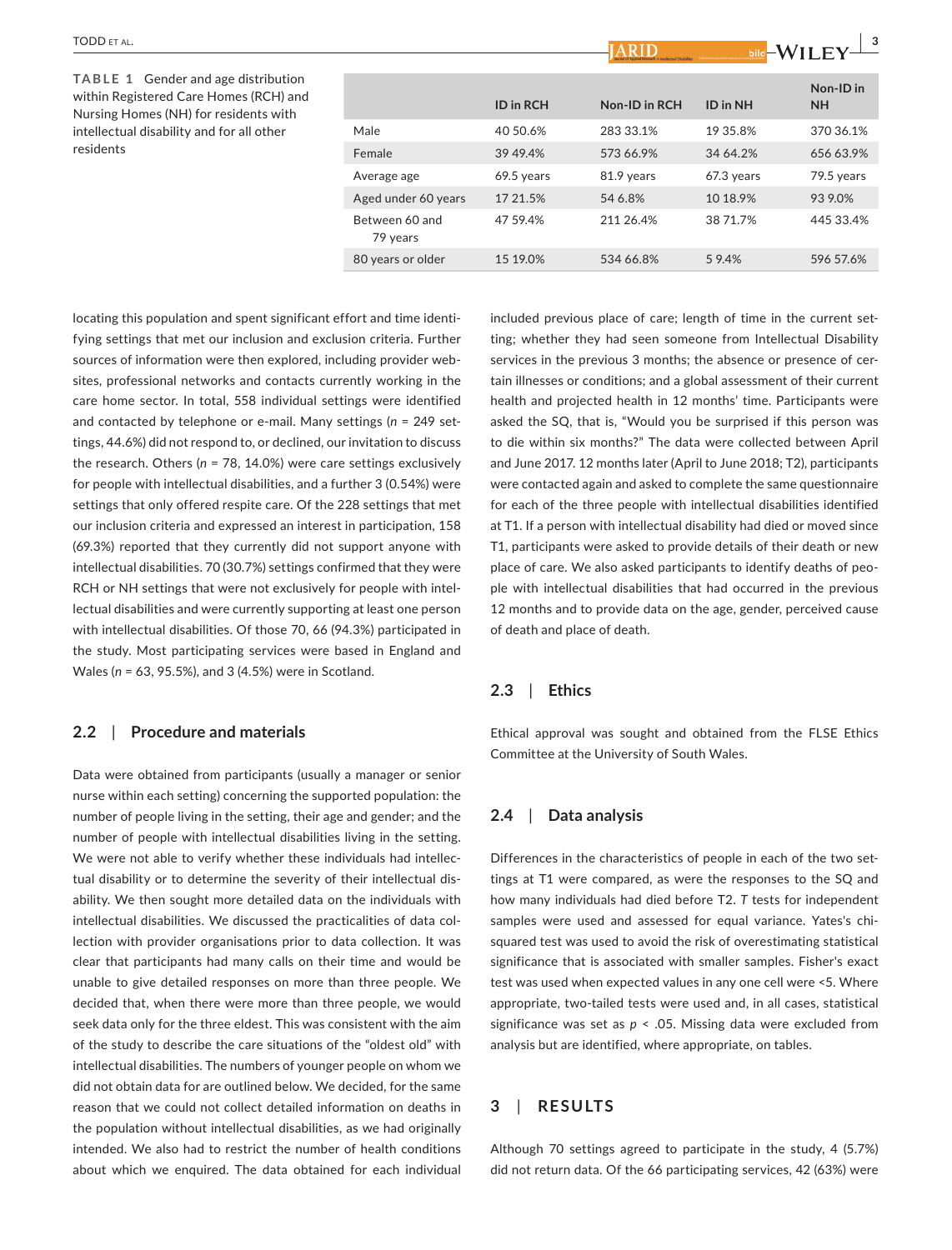**TABLE 1** Gender and age distribution within Registered Care Homes (RCH) and Nursing Homes (NH) for residents with intellectual disability and for all other residents

| | ID in RCH | Non-ID in RCH | ID in NH | Non-ID in NH |
|---|---|---|---|---|
| Male | 40 50.6% | 283 33.1% | 19 35.8% | 370 36.1% |
| Female | 39 49.4% | 573 66.9% | 34 64.2% | 656 63.9% |
| Average age | 69.5 years | 81.9 years | 67.3 years | 79.5 years |
| Aged under 60 years | 17 21.5% | 54 6.8% | 10 18.9% | 93 9.0% |
| Between 60 and 79 years | 47 59.4% | 211 26.4% | 38 71.7% | 445 33.4% |
| 80 years or older | 15 19.0% | 534 66.8% | 5 9.4% | 596 57.6% |

locating this population and spent significant effort and time identifying settings that met our inclusion and exclusion criteria. Further sources of information were then explored, including provider websites, professional networks and contacts currently working in the care home sector. In total, 558 individual settings were identified and contacted by telephone or e-mail. Many settings (*n* = 249 settings, 44.6%) did not respond to, or declined, our invitation to discuss the research. Others (*n* = 78, 14.0%) were care settings exclusively for people with intellectual disabilities, and a further 3 (0.54%) were settings that only offered respite care. Of the 228 settings that met our inclusion criteria and expressed an interest in participation, 158 (69.3%) reported that they currently did not support anyone with intellectual disabilities. 70 (30.7%) settings confirmed that they were RCH or NH settings that were not exclusively for people with intellectual disabilities and were currently supporting at least one person with intellectual disabilities. Of those 70, 66 (94.3%) participated in the study. Most participating services were based in England and Wales (*n* = 63, 95.5%), and 3 (4.5%) were in Scotland.

## 2.2 | Procedure and materials

Data were obtained from participants (usually a manager or senior nurse within each setting) concerning the supported population: the number of people living in the setting, their age and gender; and the number of people with intellectual disabilities living in the setting. We were not able to verify whether these individuals had intellectual disability or to determine the severity of their intellectual disability. We then sought more detailed data on the individuals with intellectual disabilities. We discussed the practicalities of data collection with provider organisations prior to data collection. It was clear that participants had many calls on their time and would be unable to give detailed responses on more than three people. We decided that, when there were more than three people, we would seek data only for the three eldest. This was consistent with the aim of the study to describe the care situations of the "oldest old" with intellectual disabilities. The numbers of younger people on whom we did not obtain data for are outlined below. We decided, for the same reason that we could not collect detailed information on deaths in the population without intellectual disabilities, as we had originally intended. We also had to restrict the number of health conditions about which we enquired. The data obtained for each individual included previous place of care; length of time in the current setting; whether they had seen someone from Intellectual Disability services in the previous 3 months; the absence or presence of certain illnesses or conditions; and a global assessment of their current health and projected health in 12 months' time. Participants were asked the SQ, that is, "Would you be surprised if this person was to die within six months?" The data were collected between April and June 2017. 12 months later (April to June 2018; T2), participants were contacted again and asked to complete the same questionnaire for each of the three people with intellectual disabilities identified at T1. If a person with intellectual disability had died or moved since T1, participants were asked to provide details of their death or new place of care. We also asked participants to identify deaths of people with intellectual disabilities that had occurred in the previous 12 months and to provide data on the age, gender, perceived cause of death and place of death.

## 2.3 | Ethics

Ethical approval was sought and obtained from the FLSE Ethics Committee at the University of South Wales.

## 2.4 | Data analysis

Differences in the characteristics of people in each of the two settings at T1 were compared, as were the responses to the SQ and how many individuals had died before T2. *T* tests for independent samples were used and assessed for equal variance. Yates's chi-squared test was used to avoid the risk of overestimating statistical significance that is associated with smaller samples. Fisher's exact test was used when expected values in any one cell were <5. Where appropriate, two-tailed tests were used and, in all cases, statistical significance was set as $p < .05$. Missing data were excluded from analysis but are identified, where appropriate, on tables.

# 3 | RESULTS

Although 70 settings agreed to participate in the study, 4 (5.7%) did not return data. Of the 66 participating services, 42 (63%) were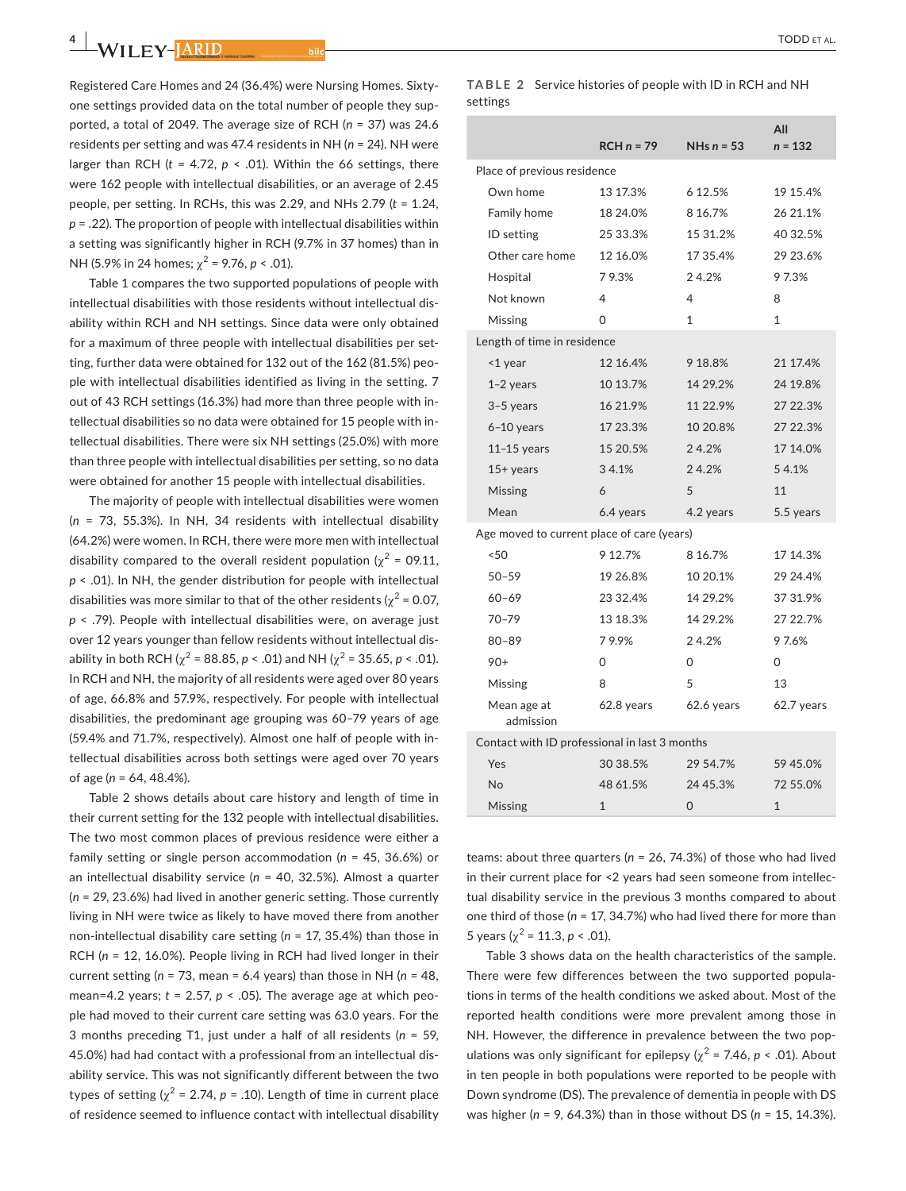Registered Care Homes and 24 (36.4%) were Nursing Homes. Sixty-one settings provided data on the total number of people they supported, a total of 2049. The average size of RCH ($n$ = 37) was 24.6 residents per setting and was 47.4 residents in NH ($n$ = 24). NH were larger than RCH ($t$ = 4.72, $p$ < .01). Within the 66 settings, there were 162 people with intellectual disabilities, or an average of 2.45 people, per setting. In RCHs, this was 2.29, and NHs 2.79 ($t$ = 1.24, $p$ = .22). The proportion of people with intellectual disabilities within a setting was significantly higher in RCH (9.7% in 37 homes) than in NH (5.9% in 24 homes; $\chi^2$ = 9.76, $p$ < .01).

Table 1 compares the two supported populations of people with intellectual disabilities with those residents without intellectual disability within RCH and NH settings. Since data were only obtained for a maximum of three people with intellectual disabilities per setting, further data were obtained for 132 out of the 162 (81.5%) people with intellectual disabilities identified as living in the setting. 7 out of 43 RCH settings (16.3%) had more than three people with intellectual disabilities so no data were obtained for 15 people with intellectual disabilities. There were six NH settings (25.0%) with more than three people with intellectual disabilities per setting, so no data were obtained for another 15 people with intellectual disabilities.

The majority of people with intellectual disabilities were women ($n$ = 73, 55.3%). In NH, 34 residents with intellectual disability (64.2%) were women. In RCH, there were more men with intellectual disability compared to the overall resident population ($\chi^2$ = 09.11, $p$ < .01). In NH, the gender distribution for people with intellectual disabilities was more similar to that of the other residents ($\chi^2$ = 0.07, $p$ < .79). People with intellectual disabilities were, on average just over 12 years younger than fellow residents without intellectual disability in both RCH ($\chi^2$ = 88.85, $p$ < .01) and NH ($\chi^2$ = 35.65, $p$ < .01). In RCH and NH, the majority of all residents were aged over 80 years of age, 66.8% and 57.9%, respectively. For people with intellectual disabilities, the predominant age grouping was 60–79 years of age (59.4% and 71.7%, respectively). Almost one half of people with intellectual disabilities across both settings were aged over 70 years of age ($n$ = 64, 48.4%).

Table 2 shows details about care history and length of time in their current setting for the 132 people with intellectual disabilities. The two most common places of previous residence were either a family setting or single person accommodation ($n$ = 45, 36.6%) or an intellectual disability service ($n$ = 40, 32.5%). Almost a quarter ($n$ = 29, 23.6%) had lived in another generic setting. Those currently living in NH were twice as likely to have moved there from another non-intellectual disability care setting ($n$ = 17, 35.4%) than those in RCH ($n$ = 12, 16.0%). People living in RCH had lived longer in their current setting ($n$ = 73, mean = 6.4 years) than those in NH ($n$ = 48, mean=4.2 years; $t$ = 2.57, $p$ < .05). The average age at which people had moved to their current care setting was 63.0 years. For the 3 months preceding T1, just under a half of all residents ($n$ = 59, 45.0%) had had contact with a professional from an intellectual disability service. This was not significantly different between the two types of setting ($\chi^2$ = 2.74, $p$ = .10). Length of time in current place of residence seemed to influence contact with intellectual disability teams: about three quarters ($n$ = 26, 74.3%) of those who had lived in their current place for <2 years had seen someone from intellectual disability service in the previous 3 months compared to about one third of those ($n$ = 17, 34.7%) who had lived there for more than 5 years ($\chi^2$ = 11.3, $p$ < .01).

**TABLE 2** Service histories of people with ID in RCH and NH settings

| | RCH $n$ = 79 | NHs $n$ = 53 | All $n$ = 132 |
|---|---|---|---|
| **Place of previous residence** | | | |
| Own home | 13 17.3% | 6 12.5% | 19 15.4% |
| Family home | 18 24.0% | 8 16.7% | 26 21.1% |
| ID setting | 25 33.3% | 15 31.2% | 40 32.5% |
| Other care home | 12 16.0% | 17 35.4% | 29 23.6% |
| Hospital | 7 9.3% | 2 4.2% | 9 7.3% |
| Not known | 4 | 4 | 8 |
| Missing | 0 | 1 | 1 |
| **Length of time in residence** | | | |
| <1 year | 12 16.4% | 9 18.8% | 21 17.4% |
| 1–2 years | 10 13.7% | 14 29.2% | 24 19.8% |
| 3–5 years | 16 21.9% | 11 22.9% | 27 22.3% |
| 6–10 years | 17 23.3% | 10 20.8% | 27 22.3% |
| 11–15 years | 15 20.5% | 2 4.2% | 17 14.0% |
| 15+ years | 3 4.1% | 2 4.2% | 5 4.1% |
| Missing | 6 | 5 | 11 |
| Mean | 6.4 years | 4.2 years | 5.5 years |
| **Age moved to current place of care (years)** | | | |
| <50 | 9 12.7% | 8 16.7% | 17 14.3% |
| 50–59 | 19 26.8% | 10 20.1% | 29 24.4% |
| 60–69 | 23 32.4% | 14 29.2% | 37 31.9% |
| 70–79 | 13 18.3% | 14 29.2% | 27 22.7% |
| 80–89 | 7 9.9% | 2 4.2% | 9 7.6% |
| 90+ | 0 | 0 | 0 |
| Missing | 8 | 5 | 13 |
| Mean age at admission | 62.8 years | 62.6 years | 62.7 years |
| **Contact with ID professional in last 3 months** | | | |
| Yes | 30 38.5% | 29 54.7% | 59 45.0% |
| No | 48 61.5% | 24 45.3% | 72 55.0% |
| Missing | 1 | 0 | 1 |

Table 3 shows data on the health characteristics of the sample. There were few differences between the two supported populations in terms of the health conditions we asked about. Most of the reported health conditions were more prevalent among those in NH. However, the difference in prevalence between the two populations was only significant for epilepsy ($\chi^2$ = 7.46, $p$ < .01). About in ten people in both populations were reported to be people with Down syndrome (DS). The prevalence of dementia in people with DS was higher ($n$ = 9, 64.3%) than in those without DS ($n$ = 15, 14.3%).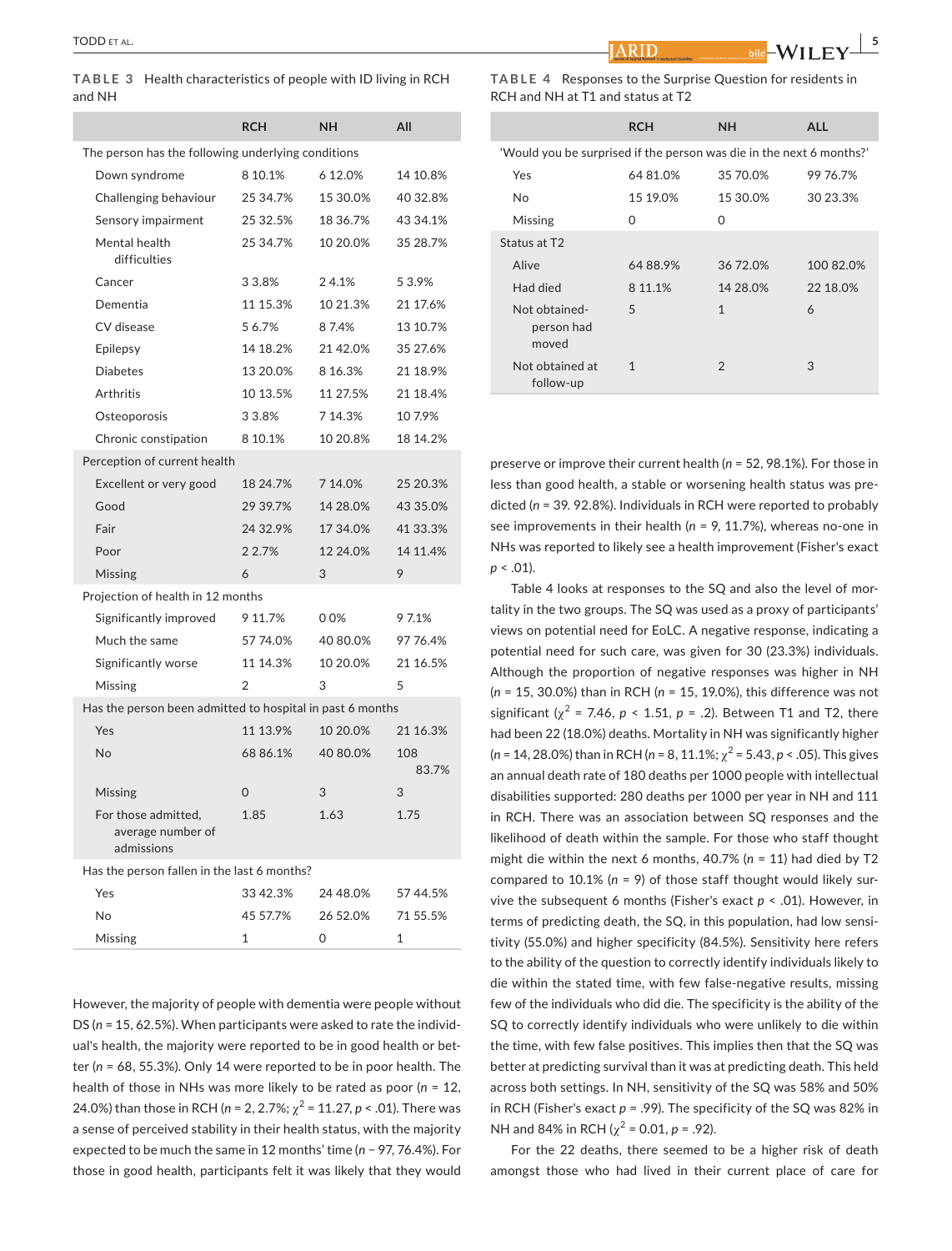**TABLE 3** Health characteristics of people with ID living in RCH and NH

| | RCH | NH | All |
|---|---|---|---|
| The person has the following underlying conditions | | | |
| Down syndrome | 8 10.1% | 6 12.0% | 14 10.8% |
| Challenging behaviour | 25 34.7% | 15 30.0% | 40 32.8% |
| Sensory impairment | 25 32.5% | 18 36.7% | 43 34.1% |
| Mental health difficulties | 25 34.7% | 10 20.0% | 35 28.7% |
| Cancer | 3 3.8% | 2 4.1% | 5 3.9% |
| Dementia | 11 15.3% | 10 21.3% | 21 17.6% |
| CV disease | 5 6.7% | 8 7.4% | 13 10.7% |
| Epilepsy | 14 18.2% | 21 42.0% | 35 27.6% |
| Diabetes | 13 20.0% | 8 16.3% | 21 18.9% |
| Arthritis | 10 13.5% | 11 27.5% | 21 18.4% |
| Osteoporosis | 3 3.8% | 7 14.3% | 10 7.9% |
| Chronic constipation | 8 10.1% | 10 20.8% | 18 14.2% |
| Perception of current health | | | |
| Excellent or very good | 18 24.7% | 7 14.0% | 25 20.3% |
| Good | 29 39.7% | 14 28.0% | 43 35.0% |
| Fair | 24 32.9% | 17 34.0% | 41 33.3% |
| Poor | 2 2.7% | 12 24.0% | 14 11.4% |
| Missing | 6 | 3 | 9 |
| Projection of health in 12 months | | | |
| Significantly improved | 9 11.7% | 0 0% | 9 7.1% |
| Much the same | 57 74.0% | 40 80.0% | 97 76.4% |
| Significantly worse | 11 14.3% | 10 20.0% | 21 16.5% |
| Missing | 2 | 3 | 5 |
| Has the person been admitted to hospital in past 6 months | | | |
| Yes | 11 13.9% | 10 20.0% | 21 16.3% |
| No | 68 86.1% | 40 80.0% | 108 83.7% |
| Missing | 0 | 3 | 3 |
| For those admitted, average number of admissions | 1.85 | 1.63 | 1.75 |
| Has the person fallen in the last 6 months? | | | |
| Yes | 33 42.3% | 24 48.0% | 57 44.5% |
| No | 45 57.7% | 26 52.0% | 71 55.5% |
| Missing | 1 | 0 | 1 |

However, the majority of people with dementia were people without DS ($n$ = 15, 62.5%). When participants were asked to rate the individual's health, the majority were reported to be in good health or better ($n$ = 68, 55.3%). Only 14 were reported to be in poor health. The health of those in NHs was more likely to be rated as poor ($n$ = 12, 24.0%) than those in RCH ($n$ = 2, 2.7%; $\chi^2$ = 11.27, $p$ < .01). There was a sense of perceived stability in their health status, with the majority expected to be much the same in 12 months' time ($n$ − 97, 76.4%). For those in good health, participants felt it was likely that they would preserve or improve their current health ($n$ = 52, 98.1%). For those in less than good health, a stable or worsening health status was predicted ($n$ = 39. 92.8%). Individuals in RCH were reported to probably see improvements in their health ($n$ = 9, 11.7%), whereas no-one in NHs was reported to likely see a health improvement (Fisher's exact $p$ < .01).

**TABLE 4** Responses to the Surprise Question for residents in RCH and NH at T1 and status at T2

| | RCH | NH | ALL |
|---|---|---|---|
| 'Would you be surprised if the person was die in the next 6 months?' | | | |
| Yes | 64 81.0% | 35 70.0% | 99 76.7% |
| No | 15 19.0% | 15 30.0% | 30 23.3% |
| Missing | 0 | 0 | |
| Status at T2 | | | |
| Alive | 64 88.9% | 36 72.0% | 100 82.0% |
| Had died | 8 11.1% | 14 28.0% | 22 18.0% |
| Not obtained-person had moved | 5 | 1 | 6 |
| Not obtained at follow-up | 1 | 2 | 3 |

Table 4 looks at responses to the SQ and also the level of mortality in the two groups. The SQ was used as a proxy of participants' views on potential need for EoLC. A negative response, indicating a potential need for such care, was given for 30 (23.3%) individuals. Although the proportion of negative responses was higher in NH ($n$ = 15, 30.0%) than in RCH ($n$ = 15, 19.0%), this difference was not significant ($\chi^2$ = 7.46, $p$ < 1.51, $p$ = .2). Between T1 and T2, there had been 22 (18.0%) deaths. Mortality in NH was significantly higher ($n$ = 14, 28.0%) than in RCH ($n$ = 8, 11.1%; $\chi^2$ = 5.43, $p$ < .05). This gives an annual death rate of 180 deaths per 1000 people with intellectual disabilities supported: 280 deaths per 1000 per year in NH and 111 in RCH. There was an association between SQ responses and the likelihood of death within the sample. For those who staff thought might die within the next 6 months, 40.7% ($n$ = 11) had died by T2 compared to 10.1% ($n$ = 9) of those staff thought would likely survive the subsequent 6 months (Fisher's exact $p$ < .01). However, in terms of predicting death, the SQ, in this population, had low sensitivity (55.0%) and higher specificity (84.5%). Sensitivity here refers to the ability of the question to correctly identify individuals likely to die within the stated time, with few false-negative results, missing few of the individuals who did die. The specificity is the ability of the SQ to correctly identify individuals who were unlikely to die within the time, with few false positives. This implies then that the SQ was better at predicting survival than it was at predicting death. This held across both settings. In NH, sensitivity of the SQ was 58% and 50% in RCH (Fisher's exact $p$ = .99). The specificity of the SQ was 82% in NH and 84% in RCH ($\chi^2$ = 0.01, $p$ = .92).

For the 22 deaths, there seemed to be a higher risk of death amongst those who had lived in their current place of care for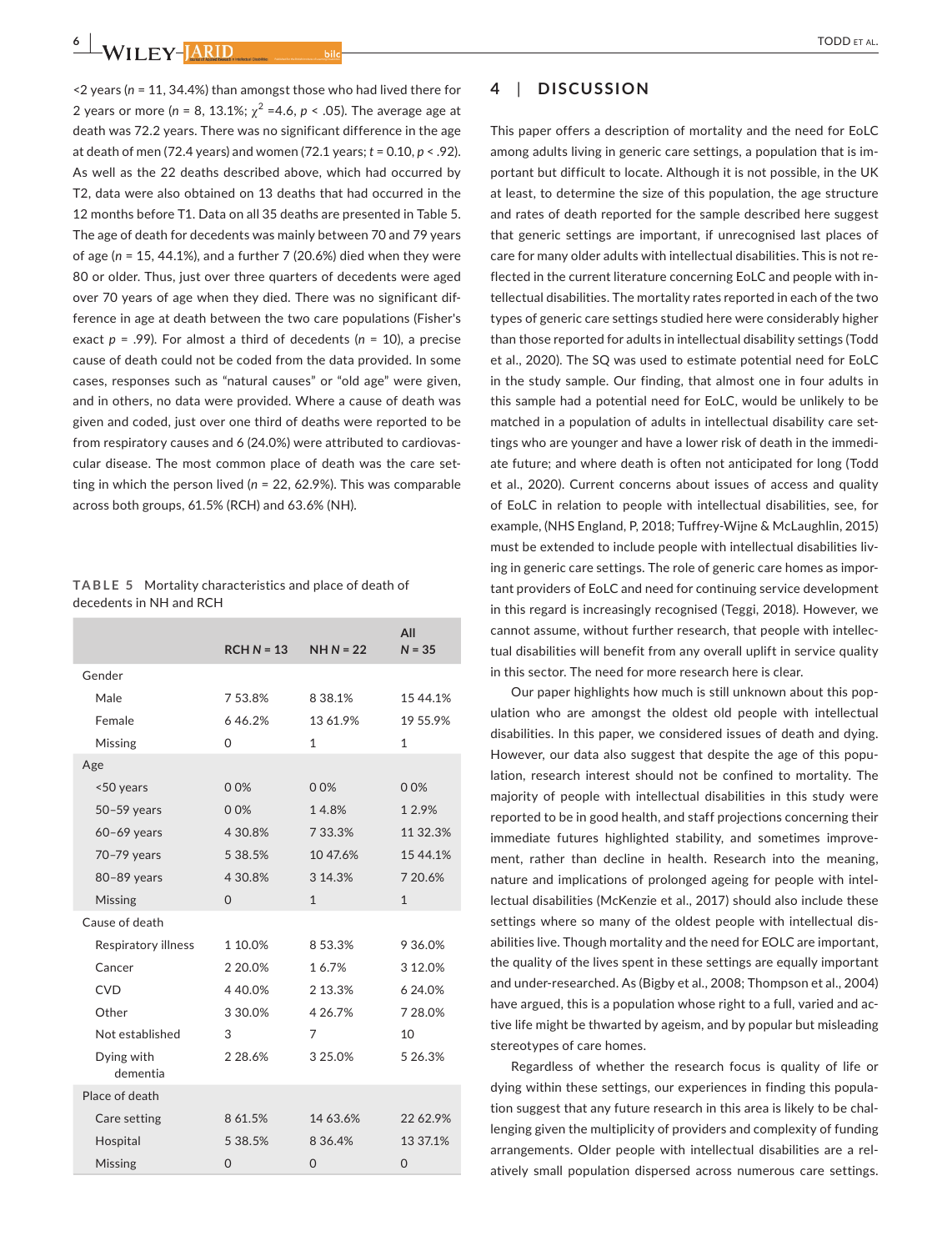<2 years ($n$ = 11, 34.4%) than amongst those who had lived there for 2 years or more ($n$ = 8, 13.1%; $\chi^2$ =4.6, $p$ < .05). The average age at death was 72.2 years. There was no significant difference in the age at death of men (72.4 years) and women (72.1 years; $t$ = 0.10, $p$ < .92). As well as the 22 deaths described above, which had occurred by T2, data were also obtained on 13 deaths that had occurred in the 12 months before T1. Data on all 35 deaths are presented in Table 5. The age of death for decedents was mainly between 70 and 79 years of age ($n$ = 15, 44.1%), and a further 7 (20.6%) died when they were 80 or older. Thus, just over three quarters of decedents were aged over 70 years of age when they died. There was no significant difference in age at death between the two care populations (Fisher's exact $p$ = .99). For almost a third of decedents ($n$ = 10), a precise cause of death could not be coded from the data provided. In some cases, responses such as "natural causes" or "old age" were given, and in others, no data were provided. Where a cause of death was given and coded, just over one third of deaths were reported to be from respiratory causes and 6 (24.0%) were attributed to cardiovascular disease. The most common place of death was the care setting in which the person lived ($n$ = 22, 62.9%). This was comparable across both groups, 61.5% (RCH) and 63.6% (NH).

**TABLE 5** Mortality characteristics and place of death of decedents in NH and RCH

| | RCH N = 13 | NH N = 22 | All N = 35 |
|---|---|---|---|
| Gender | | | |
| Male | 7 53.8% | 8 38.1% | 15 44.1% |
| Female | 6 46.2% | 13 61.9% | 19 55.9% |
| Missing | 0 | 1 | 1 |
| Age | | | |
| <50 years | 0 0% | 0 0% | 0 0% |
| 50–59 years | 0 0% | 1 4.8% | 1 2.9% |
| 60–69 years | 4 30.8% | 7 33.3% | 11 32.3% |
| 70–79 years | 5 38.5% | 10 47.6% | 15 44.1% |
| 80–89 years | 4 30.8% | 3 14.3% | 7 20.6% |
| Missing | 0 | 1 | 1 |
| Cause of death | | | |
| Respiratory illness | 1 10.0% | 8 53.3% | 9 36.0% |
| Cancer | 2 20.0% | 1 6.7% | 3 12.0% |
| CVD | 4 40.0% | 2 13.3% | 6 24.0% |
| Other | 3 30.0% | 4 26.7% | 7 28.0% |
| Not established | 3 | 7 | 10 |
| Dying with dementia | 2 28.6% | 3 25.0% | 5 26.3% |
| Place of death | | | |
| Care setting | 8 61.5% | 14 63.6% | 22 62.9% |
| Hospital | 5 38.5% | 8 36.4% | 13 37.1% |
| Missing | 0 | 0 | 0 |

## 4 | DISCUSSION

This paper offers a description of mortality and the need for EoLC among adults living in generic care settings, a population that is important but difficult to locate. Although it is not possible, in the UK at least, to determine the size of this population, the age structure and rates of death reported for the sample described here suggest that generic settings are important, if unrecognised last places of care for many older adults with intellectual disabilities. This is not reflected in the current literature concerning EoLC and people with intellectual disabilities. The mortality rates reported in each of the two types of generic care settings studied here were considerably higher than those reported for adults in intellectual disability settings (Todd et al., 2020). The SQ was used to estimate potential need for EoLC in the study sample. Our finding, that almost one in four adults in this sample had a potential need for EoLC, would be unlikely to be matched in a population of adults in intellectual disability care settings who are younger and have a lower risk of death in the immediate future; and where death is often not anticipated for long (Todd et al., 2020). Current concerns about issues of access and quality of EoLC in relation to people with intellectual disabilities, see, for example, (NHS England, P, 2018; Tuffrey-Wijne & McLaughlin, 2015) must be extended to include people with intellectual disabilities living in generic care settings. The role of generic care homes as important providers of EoLC and need for continuing service development in this regard is increasingly recognised (Teggi, 2018). However, we cannot assume, without further research, that people with intellectual disabilities will benefit from any overall uplift in service quality in this sector. The need for more research here is clear.

Our paper highlights how much is still unknown about this population who are amongst the oldest old people with intellectual disabilities. In this paper, we considered issues of death and dying. However, our data also suggest that despite the age of this population, research interest should not be confined to mortality. The majority of people with intellectual disabilities in this study were reported to be in good health, and staff projections concerning their immediate futures highlighted stability, and sometimes improvement, rather than decline in health. Research into the meaning, nature and implications of prolonged ageing for people with intellectual disabilities (McKenzie et al., 2017) should also include these settings where so many of the oldest people with intellectual disabilities live. Though mortality and the need for EOLC are important, the quality of the lives spent in these settings are equally important and under-researched. As (Bigby et al., 2008; Thompson et al., 2004) have argued, this is a population whose right to a full, varied and active life might be thwarted by ageism, and by popular but misleading stereotypes of care homes.

Regardless of whether the research focus is quality of life or dying within these settings, our experiences in finding this population suggest that any future research in this area is likely to be challenging given the multiplicity of providers and complexity of funding arrangements. Older people with intellectual disabilities are a relatively small population dispersed across numerous care settings.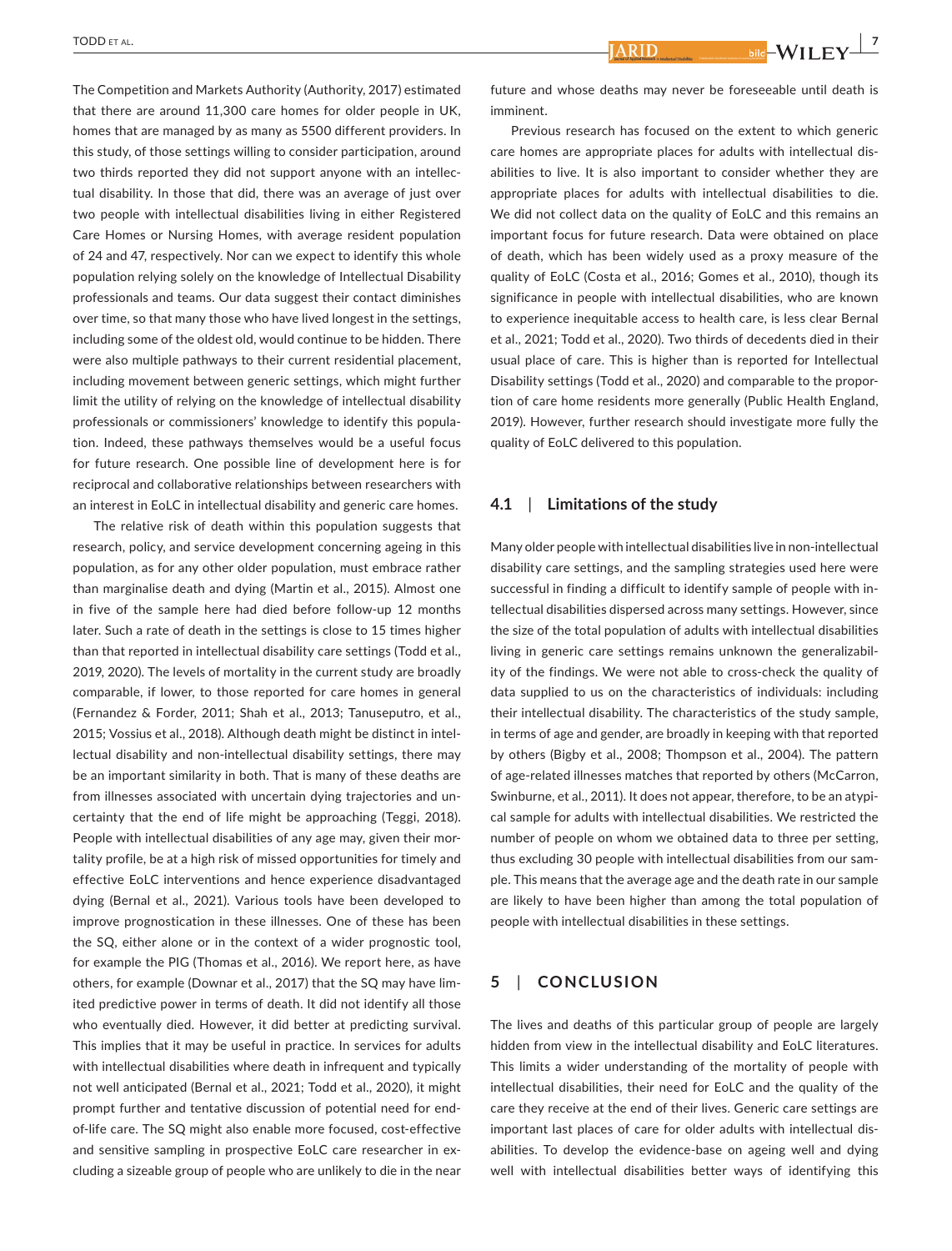The Competition and Markets Authority (Authority, 2017) estimated that there are around 11,300 care homes for older people in UK, homes that are managed by as many as 5500 different providers. In this study, of those settings willing to consider participation, around two thirds reported they did not support anyone with an intellectual disability. In those that did, there was an average of just over two people with intellectual disabilities living in either Registered Care Homes or Nursing Homes, with average resident population of 24 and 47, respectively. Nor can we expect to identify this whole population relying solely on the knowledge of Intellectual Disability professionals and teams. Our data suggest their contact diminishes over time, so that many those who have lived longest in the settings, including some of the oldest old, would continue to be hidden. There were also multiple pathways to their current residential placement, including movement between generic settings, which might further limit the utility of relying on the knowledge of intellectual disability professionals or commissioners' knowledge to identify this population. Indeed, these pathways themselves would be a useful focus for future research. One possible line of development here is for reciprocal and collaborative relationships between researchers with an interest in EoLC in intellectual disability and generic care homes.

The relative risk of death within this population suggests that research, policy, and service development concerning ageing in this population, as for any other older population, must embrace rather than marginalise death and dying (Martin et al., 2015). Almost one in five of the sample here had died before follow-up 12 months later. Such a rate of death in the settings is close to 15 times higher than that reported in intellectual disability care settings (Todd et al., 2019, 2020). The levels of mortality in the current study are broadly comparable, if lower, to those reported for care homes in general (Fernandez & Forder, 2011; Shah et al., 2013; Tanuseputro, et al., 2015; Vossius et al., 2018). Although death might be distinct in intellectual disability and non-intellectual disability settings, there may be an important similarity in both. That is many of these deaths are from illnesses associated with uncertain dying trajectories and uncertainty that the end of life might be approaching (Teggi, 2018). People with intellectual disabilities of any age may, given their mortality profile, be at a high risk of missed opportunities for timely and effective EoLC interventions and hence experience disadvantaged dying (Bernal et al., 2021). Various tools have been developed to improve prognostication in these illnesses. One of these has been the SQ, either alone or in the context of a wider prognostic tool, for example the PIG (Thomas et al., 2016). We report here, as have others, for example (Downar et al., 2017) that the SQ may have limited predictive power in terms of death. It did not identify all those who eventually died. However, it did better at predicting survival. This implies that it may be useful in practice. In services for adults with intellectual disabilities where death in infrequent and typically not well anticipated (Bernal et al., 2021; Todd et al., 2020), it might prompt further and tentative discussion of potential need for end-of-life care. The SQ might also enable more focused, cost-effective and sensitive sampling in prospective EoLC care researcher in excluding a sizeable group of people who are unlikely to die in the near future and whose deaths may never be foreseeable until death is imminent.

Previous research has focused on the extent to which generic care homes are appropriate places for adults with intellectual disabilities to live. It is also important to consider whether they are appropriate places for adults with intellectual disabilities to die. We did not collect data on the quality of EoLC and this remains an important focus for future research. Data were obtained on place of death, which has been widely used as a proxy measure of the quality of EoLC (Costa et al., 2016; Gomes et al., 2010), though its significance in people with intellectual disabilities, who are known to experience inequitable access to health care, is less clear Bernal et al., 2021; Todd et al., 2020). Two thirds of decedents died in their usual place of care. This is higher than is reported for Intellectual Disability settings (Todd et al., 2020) and comparable to the proportion of care home residents more generally (Public Health England, 2019). However, further research should investigate more fully the quality of EoLC delivered to this population.

### 4.1 | Limitations of the study

Many older people with intellectual disabilities live in non-intellectual disability care settings, and the sampling strategies used here were successful in finding a difficult to identify sample of people with intellectual disabilities dispersed across many settings. However, since the size of the total population of adults with intellectual disabilities living in generic care settings remains unknown the generalizability of the findings. We were not able to cross-check the quality of data supplied to us on the characteristics of individuals: including their intellectual disability. The characteristics of the study sample, in terms of age and gender, are broadly in keeping with that reported by others (Bigby et al., 2008; Thompson et al., 2004). The pattern of age-related illnesses matches that reported by others (McCarron, Swinburne, et al., 2011). It does not appear, therefore, to be an atypical sample for adults with intellectual disabilities. We restricted the number of people on whom we obtained data to three per setting, thus excluding 30 people with intellectual disabilities from our sample. This means that the average age and the death rate in our sample are likely to have been higher than among the total population of people with intellectual disabilities in these settings.

## 5 | CONCLUSION

The lives and deaths of this particular group of people are largely hidden from view in the intellectual disability and EoLC literatures. This limits a wider understanding of the mortality of people with intellectual disabilities, their need for EoLC and the quality of the care they receive at the end of their lives. Generic care settings are important last places of care for older adults with intellectual disabilities. To develop the evidence-base on ageing well and dying well with intellectual disabilities better ways of identifying this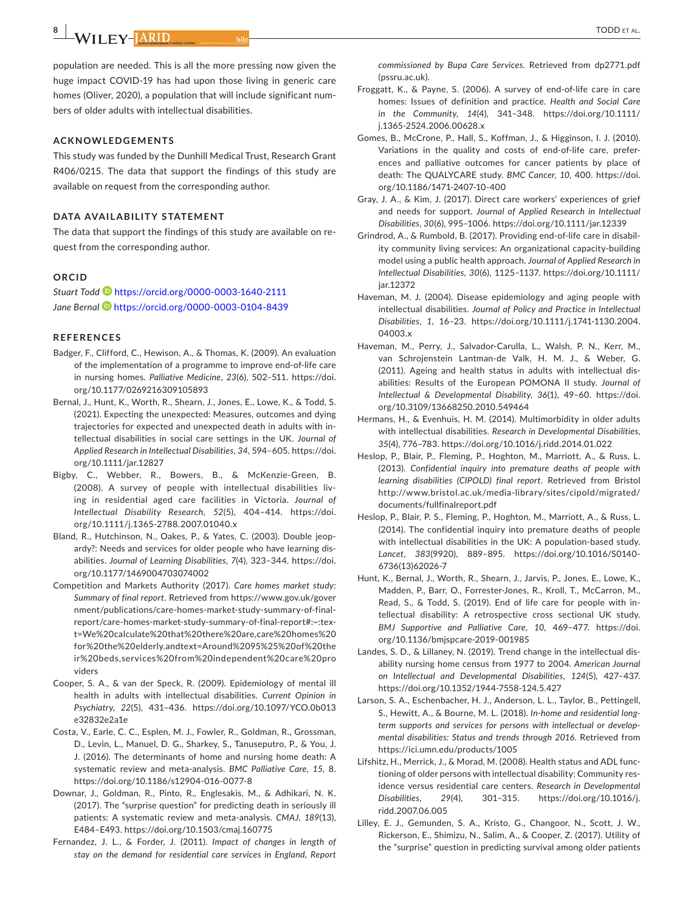population are needed. This is all the more pressing now given the huge impact COVID-19 has had upon those living in generic care homes (Oliver, 2020), a population that will include significant numbers of older adults with intellectual disabilities.

## ACKNOWLEDGEMENTS

This study was funded by the Dunhill Medical Trust, Research Grant R406/0215. The data that support the findings of this study are available on request from the corresponding author.

## DATA AVAILABILITY STATEMENT

The data that support the findings of this study are available on request from the corresponding author.

## ORCID

*Stuart Todd* https://orcid.org/0000-0003-1640-2111
*Jane Bernal* https://orcid.org/0000-0003-0104-8439

## REFERENCES

Badger, F., Clifford, C., Hewison, A., & Thomas, K. (2009). An evaluation of the implementation of a programme to improve end-of-life care in nursing homes. *Palliative Medicine*, *23*(6), 502–511. https://doi.org/10.1177/0269216309105893

Bernal, J., Hunt, K., Worth, R., Shearn, J., Jones, E., Lowe, K., & Todd, S. (2021). Expecting the unexpected: Measures, outcomes and dying trajectories for expected and unexpected death in adults with intellectual disabilities in social care settings in the UK. *Journal of Applied Research in Intellectual Disabilities*, *34*, 594–605. https://doi.org/10.1111/jar.12827

Bigby, C., Webber, R., Bowers, B., & McKenzie-Green, B. (2008). A survey of people with intellectual disabilities living in residential aged care facilities in Victoria. *Journal of Intellectual Disability Research*, *52*(5), 404–414. https://doi.org/10.1111/j.1365-2788.2007.01040.x

Bland, R., Hutchinson, N., Oakes, P., & Yates, C. (2003). Double jeopardy?: Needs and services for older people who have learning disabilities. *Journal of Learning Disabilities*, *7*(4), 323–344. https://doi.org/10.1177/1469004703074002

Competition and Markets Authority (2017). *Care homes market study: Summary of final report*. Retrieved from https://www.gov.uk/government/publications/care-homes-market-study-summary-of-final-report/care-homes-market-study-summary-of-final-report#:~:text=We%20calculate%20that%20there%20are,care%20homes%20for%20the%20elderly.andtext=Around%2095%25%20of%20their%20beds,services%20from%20independent%20care%20providers

Cooper, S. A., & van der Speck, R. (2009). Epidemiology of mental ill health in adults with intellectual disabilities. *Current Opinion in Psychiatry*, *22*(5), 431–436. https://doi.org/10.1097/YCO.0b013e32832e2a1e

Costa, V., Earle, C. C., Esplen, M. J., Fowler, R., Goldman, R., Grossman, D., Levin, L., Manuel, D. G., Sharkey, S., Tanuseputro, P., & You, J. J. (2016). The determinants of home and nursing home death: A systematic review and meta-analysis. *BMC Palliative Care*, *15*, 8. https://doi.org/10.1186/s12904-016-0077-8

Downar, J., Goldman, R., Pinto, R., Englesakis, M., & Adhikari, N. K. (2017). The "surprise question" for predicting death in seriously ill patients: A systematic review and meta-analysis. *CMAJ*, *189*(13), E484–E493. https://doi.org/10.1503/cmaj.160775

Fernandez, J. L., & Forder, J. (2011). *Impact of changes in length of stay on the demand for residential care services in England, Report commissioned by Bupa Care Services*. Retrieved from dp2771.pdf (pssru.ac.uk).

Froggatt, K., & Payne, S. (2006). A survey of end-of-life care in care homes: Issues of definition and practice. *Health and Social Care in the Community*, *14*(4), 341–348. https://doi.org/10.1111/j.1365-2524.2006.00628.x

Gomes, B., McCrone, P., Hall, S., Koffman, J., & Higginson, I. J. (2010). Variations in the quality and costs of end-of-life care, preferences and palliative outcomes for cancer patients by place of death: The QUALYCARE study. *BMC Cancer*, *10*, 400. https://doi.org/10.1186/1471-2407-10-400

Gray, J. A., & Kim, J. (2017). Direct care workers' experiences of grief and needs for support. *Journal of Applied Research in Intellectual Disabilities*, *30*(6), 995–1006. https://doi.org/10.1111/jar.12339

Grindrod, A., & Rumbold, B. (2017). Providing end-of-life care in disability community living services: An organizational capacity-building model using a public health approach. *Journal of Applied Research in Intellectual Disabilities*, *30*(6), 1125–1137. https://doi.org/10.1111/jar.12372

Haveman, M. J. (2004). Disease epidemiology and aging people with intellectual disabilities. *Journal of Policy and Practice in Intellectual Disabilities*, *1*, 16–23. https://doi.org/10.1111/j.1741-1130.2004.04003.x

Haveman, M., Perry, J., Salvador-Carulla, L., Walsh, P. N., Kerr, M., van Schrojenstein Lantman-de Valk, H. M. J., & Weber, G. (2011). Ageing and health status in adults with intellectual disabilities: Results of the European POMONA II study. *Journal of Intellectual & Developmental Disability*, *36*(1), 49–60. https://doi.org/10.3109/13668250.2010.549464

Hermans, H., & Evenhuis, H. M. (2014). Multimorbidity in older adults with intellectual disabilities. *Research in Developmental Disabilities*, *35*(4), 776–783. https://doi.org/10.1016/j.ridd.2014.01.022

Heslop, P., Blair, P., Fleming, P., Hoghton, M., Marriott, A., & Russ, L. (2013). *Confidential inquiry into premature deaths of people with learning disabilities (CIPOLD) final report*. Retrieved from Bristol http://www.bristol.ac.uk/media-library/sites/cipold/migrated/documents/fullfinalreport.pdf

Heslop, P., Blair, P. S., Fleming, P., Hoghton, M., Marriott, A., & Russ, L. (2014). The confidential inquiry into premature deaths of people with intellectual disabilities in the UK: A population-based study. *Lancet*, *383*(9920), 889–895. https://doi.org/10.1016/S0140-6736(13)62026-7

Hunt, K., Bernal, J., Worth, R., Shearn, J., Jarvis, P., Jones, E., Lowe, K., Madden, P., Barr, O., Forrester-Jones, R., Kroll, T., McCarron, M., Read, S., & Todd, S. (2019). End of life care for people with intellectual disability: A retrospective cross sectional UK study. *BMJ Supportive and Palliative Care*, *10*, 469–477. https://doi.org/10.1136/bmjspcare-2019-001985

Landes, S. D., & Lillaney, N. (2019). Trend change in the intellectual disability nursing home census from 1977 to 2004. *American Journal on Intellectual and Developmental Disabilities*, *124*(5), 427–437. https://doi.org/10.1352/1944-7558-124.5.427

Larson, S. A., Eschenbacher, H. J., Anderson, L. L., Taylor, B., Pettingell, S., Hewitt, A., & Bourne, M. L. (2018). *In-home and residential long-term supports and services for persons with intellectual or developmental disabilities: Status and trends through 2016*. Retrieved from https://ici.umn.edu/products/1005

Lifshitz, H., Merrick, J., & Morad, M. (2008). Health status and ADL functioning of older persons with intellectual disability: Community residence versus residential care centers. *Research in Developmental Disabilities*, *29*(4), 301–315. https://doi.org/10.1016/j.ridd.2007.06.005

Lilley, E. J., Gemunden, S. A., Kristo, G., Changoor, N., Scott, J. W., Rickerson, E., Shimizu, N., Salim, A., & Cooper, Z. (2017). Utility of the "surprise" question in predicting survival among older patients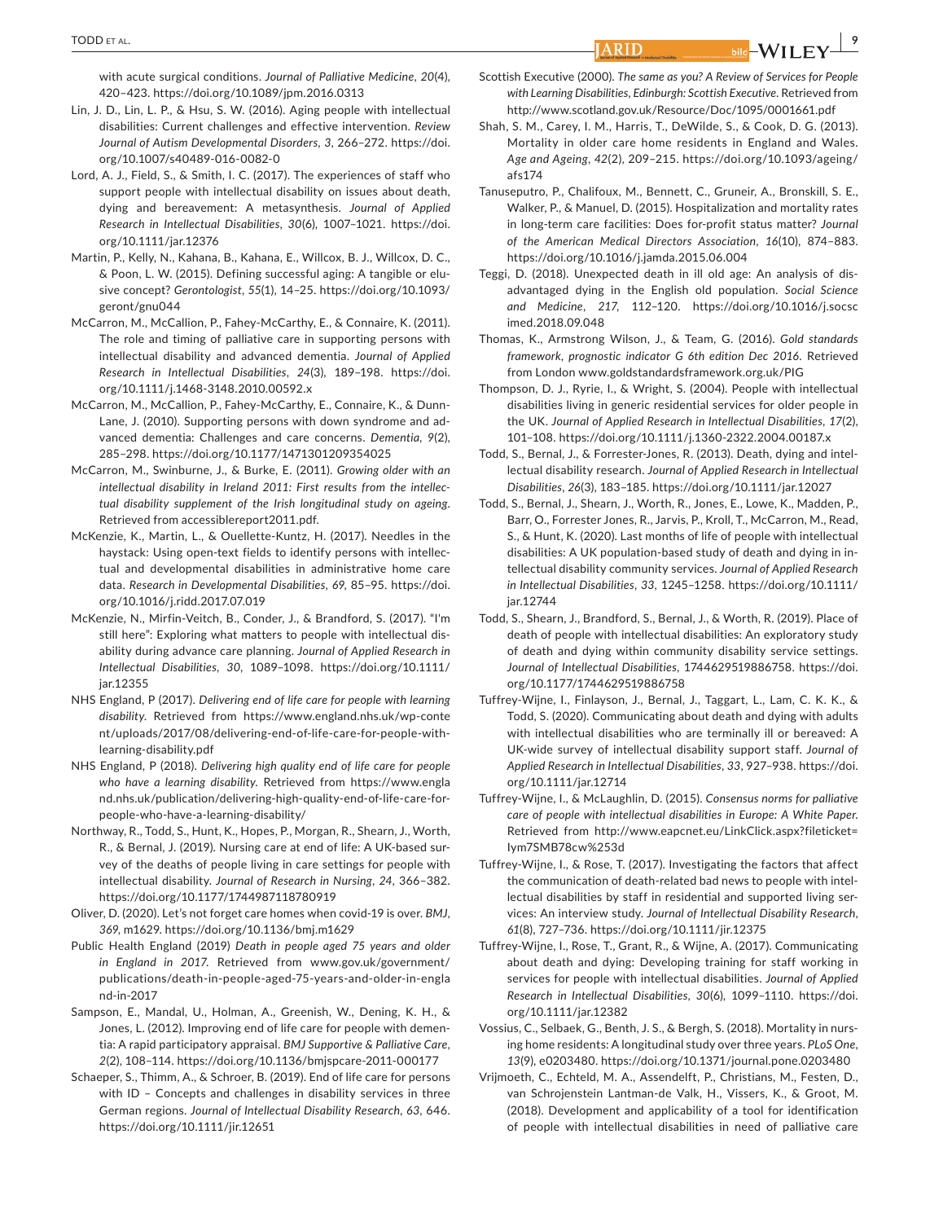with acute surgical conditions. *Journal of Palliative Medicine*, *20*(4), 420–423. https://doi.org/10.1089/jpm.2016.0313

Lin, J. D., Lin, L. P., & Hsu, S. W. (2016). Aging people with intellectual disabilities: Current challenges and effective intervention. *Review Journal of Autism Developmental Disorders*, *3*, 266–272. https://doi.org/10.1007/s40489-016-0082-0

Lord, A. J., Field, S., & Smith, I. C. (2017). The experiences of staff who support people with intellectual disability on issues about death, dying and bereavement: A metasynthesis. *Journal of Applied Research in Intellectual Disabilities*, *30*(6), 1007–1021. https://doi.org/10.1111/jar.12376

Martin, P., Kelly, N., Kahana, B., Kahana, E., Willcox, B. J., Willcox, D. C., & Poon, L. W. (2015). Defining successful aging: A tangible or elusive concept? *Gerontologist*, *55*(1), 14–25. https://doi.org/10.1093/geront/gnu044

McCarron, M., McCallion, P., Fahey-McCarthy, E., & Connaire, K. (2011). The role and timing of palliative care in supporting persons with intellectual disability and advanced dementia. *Journal of Applied Research in Intellectual Disabilities*, *24*(3), 189–198. https://doi.org/10.1111/j.1468-3148.2010.00592.x

McCarron, M., McCallion, P., Fahey-McCarthy, E., Connaire, K., & Dunn-Lane, J. (2010). Supporting persons with down syndrome and advanced dementia: Challenges and care concerns. *Dementia*, *9*(2), 285–298. https://doi.org/10.1177/1471301209354025

McCarron, M., Swinburne, J., & Burke, E. (2011). *Growing older with an intellectual disability in Ireland 2011: First results from the intellectual disability supplement of the Irish longitudinal study on ageing*. Retrieved from accessiblereport2011.pdf.

McKenzie, K., Martin, L., & Ouellette-Kuntz, H. (2017). Needles in the haystack: Using open-text fields to identify persons with intellectual and developmental disabilities in administrative home care data. *Research in Developmental Disabilities*, *69*, 85–95. https://doi.org/10.1016/j.ridd.2017.07.019

McKenzie, N., Mirfin-Veitch, B., Conder, J., & Brandford, S. (2017). "I'm still here": Exploring what matters to people with intellectual disability during advance care planning. *Journal of Applied Research in Intellectual Disabilities*, *30*, 1089–1098. https://doi.org/10.1111/jar.12355

NHS England, P (2017). *Delivering end of life care for people with learning disability*. Retrieved from https://www.england.nhs.uk/wp-content/uploads/2017/08/delivering-end-of-life-care-for-people-with-learning-disability.pdf

NHS England, P (2018). *Delivering high quality end of life care for people who have a learning disability*. Retrieved from https://www.england.nhs.uk/publication/delivering-high-quality-end-of-life-care-for-people-who-have-a-learning-disability/

Northway, R., Todd, S., Hunt, K., Hopes, P., Morgan, R., Shearn, J., Worth, R., & Bernal, J. (2019). Nursing care at end of life: A UK-based survey of the deaths of people living in care settings for people with intellectual disability. *Journal of Research in Nursing*, *24*, 366–382. https://doi.org/10.1177/1744987118780919

Oliver, D. (2020). Let's not forget care homes when covid-19 is over. *BMJ*, *369*, m1629. https://doi.org/10.1136/bmj.m1629

Public Health England (2019) *Death in people aged 75 years and older in England in 2017*. Retrieved from www.gov.uk/government/publications/death-in-people-aged-75-years-and-older-in-england-in-2017

Sampson, E., Mandal, U., Holman, A., Greenish, W., Dening, K. H., & Jones, L. (2012). Improving end of life care for people with dementia: A rapid participatory appraisal. *BMJ Supportive & Palliative Care*, *2*(2), 108–114. https://doi.org/10.1136/bmjspcare-2011-000177

Schaeper, S., Thimm, A., & Schroer, B. (2019). End of life care for persons with ID – Concepts and challenges in disability services in three German regions. *Journal of Intellectual Disability Research*, *63*, 646. https://doi.org/10.1111/jir.12651

Scottish Executive (2000). *The same as you? A Review of Services for People with Learning Disabilities, Edinburgh: Scottish Executive*. Retrieved from http://www.scotland.gov.uk/Resource/Doc/1095/0001661.pdf

Shah, S. M., Carey, I. M., Harris, T., DeWilde, S., & Cook, D. G. (2013). Mortality in older care home residents in England and Wales. *Age and Ageing*, *42*(2), 209–215. https://doi.org/10.1093/ageing/afs174

Tanuseputro, P., Chalifoux, M., Bennett, C., Gruneir, A., Bronskill, S. E., Walker, P., & Manuel, D. (2015). Hospitalization and mortality rates in long-term care facilities: Does for-profit status matter? *Journal of the American Medical Directors Association*, *16*(10), 874–883. https://doi.org/10.1016/j.jamda.2015.06.004

Teggi, D. (2018). Unexpected death in ill old age: An analysis of disadvantaged dying in the English old population. *Social Science and Medicine*, *217*, 112–120. https://doi.org/10.1016/j.socscimed.2018.09.048

Thomas, K., Armstrong Wilson, J., & Team, G. (2016). *Gold standards framework, prognostic indicator G 6th edition Dec 2016*. Retrieved from London www.goldstandardsframework.org.uk/PIG

Thompson, D. J., Ryrie, I., & Wright, S. (2004). People with intellectual disabilities living in generic residential services for older people in the UK. *Journal of Applied Research in Intellectual Disabilities*, *17*(2), 101–108. https://doi.org/10.1111/j.1360-2322.2004.00187.x

Todd, S., Bernal, J., & Forrester-Jones, R. (2013). Death, dying and intellectual disability research. *Journal of Applied Research in Intellectual Disabilities*, *26*(3), 183–185. https://doi.org/10.1111/jar.12027

Todd, S., Bernal, J., Shearn, J., Worth, R., Jones, E., Lowe, K., Madden, P., Barr, O., Forrester Jones, R., Jarvis, P., Kroll, T., McCarron, M., Read, S., & Hunt, K. (2020). Last months of life of people with intellectual disabilities: A UK population-based study of death and dying in intellectual disability community services. *Journal of Applied Research in Intellectual Disabilities*, *33*, 1245–1258. https://doi.org/10.1111/jar.12744

Todd, S., Shearn, J., Brandford, S., Bernal, J., & Worth, R. (2019). Place of death of people with intellectual disabilities: An exploratory study of death and dying within community disability service settings. *Journal of Intellectual Disabilities*, 1744629519886758. https://doi.org/10.1177/1744629519886758

Tuffrey-Wijne, I., Finlayson, J., Bernal, J., Taggart, L., Lam, C. K. K., & Todd, S. (2020). Communicating about death and dying with adults with intellectual disabilities who are terminally ill or bereaved: A UK-wide survey of intellectual disability support staff. *Journal of Applied Research in Intellectual Disabilities*, *33*, 927–938. https://doi.org/10.1111/jar.12714

Tuffrey-Wijne, I., & McLaughlin, D. (2015). *Consensus norms for palliative care of people with intellectual disabilities in Europe: A White Paper*. Retrieved from http://www.eapcnet.eu/LinkClick.aspx?fileticket=Iym7SMB78cw%253d

Tuffrey-Wijne, I., & Rose, T. (2017). Investigating the factors that affect the communication of death-related bad news to people with intellectual disabilities by staff in residential and supported living services: An interview study. *Journal of Intellectual Disability Research*, *61*(8), 727–736. https://doi.org/10.1111/jir.12375

Tuffrey-Wijne, I., Rose, T., Grant, R., & Wijne, A. (2017). Communicating about death and dying: Developing training for staff working in services for people with intellectual disabilities. *Journal of Applied Research in Intellectual Disabilities*, *30*(6), 1099–1110. https://doi.org/10.1111/jar.12382

Vossius, C., Selbaek, G., Benth, J. S., & Bergh, S. (2018). Mortality in nursing home residents: A longitudinal study over three years. *PLoS One*, *13*(9), e0203480. https://doi.org/10.1371/journal.pone.0203480

Vrijmoeth, C., Echteld, M. A., Assendelft, P., Christians, M., Festen, D., van Schrojenstein Lantman-de Valk, H., Vissers, K., & Groot, M. (2018). Development and applicability of a tool for identification of people with intellectual disabilities in need of palliative care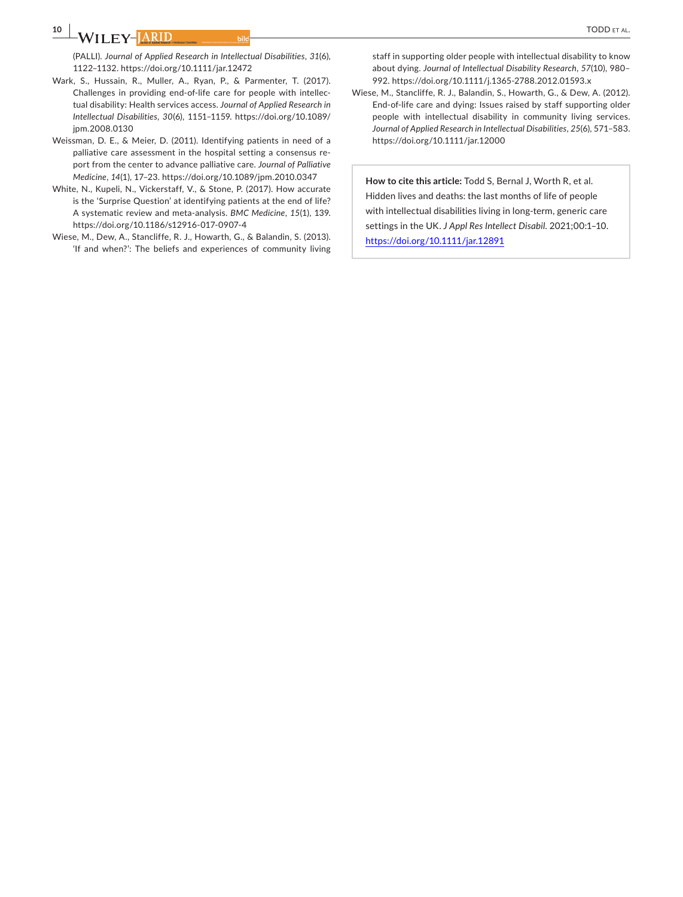(PALLI). *Journal of Applied Research in Intellectual Disabilities*, *31*(6), 1122–1132. https://doi.org/10.1111/jar.12472

Wark, S., Hussain, R., Muller, A., Ryan, P., & Parmenter, T. (2017). Challenges in providing end-of-life care for people with intellectual disability: Health services access. *Journal of Applied Research in Intellectual Disabilities*, *30*(6), 1151–1159. https://doi.org/10.1089/jpm.2008.0130

Weissman, D. E., & Meier, D. (2011). Identifying patients in need of a palliative care assessment in the hospital setting a consensus report from the center to advance palliative care. *Journal of Palliative Medicine*, *14*(1), 17–23. https://doi.org/10.1089/jpm.2010.0347

White, N., Kupeli, N., Vickerstaff, V., & Stone, P. (2017). How accurate is the 'Surprise Question' at identifying patients at the end of life? A systematic review and meta-analysis. *BMC Medicine*, *15*(1), 139. https://doi.org/10.1186/s12916-017-0907-4

Wiese, M., Dew, A., Stancliffe, R. J., Howarth, G., & Balandin, S. (2013). 'If and when?': The beliefs and experiences of community living staff in supporting older people with intellectual disability to know about dying. *Journal of Intellectual Disability Research*, *57*(10), 980–992. https://doi.org/10.1111/j.1365-2788.2012.01593.x

Wiese, M., Stancliffe, R. J., Balandin, S., Howarth, G., & Dew, A. (2012). End-of-life care and dying: Issues raised by staff supporting older people with intellectual disability in community living services. *Journal of Applied Research in Intellectual Disabilities*, *25*(6), 571–583. https://doi.org/10.1111/jar.12000

**How to cite this article:** Todd S, Bernal J, Worth R, et al. Hidden lives and deaths: the last months of life of people with intellectual disabilities living in long-term, generic care settings in the UK. *J Appl Res Intellect Disabil.* 2021;00:1–10. https://doi.org/10.1111/jar.12891